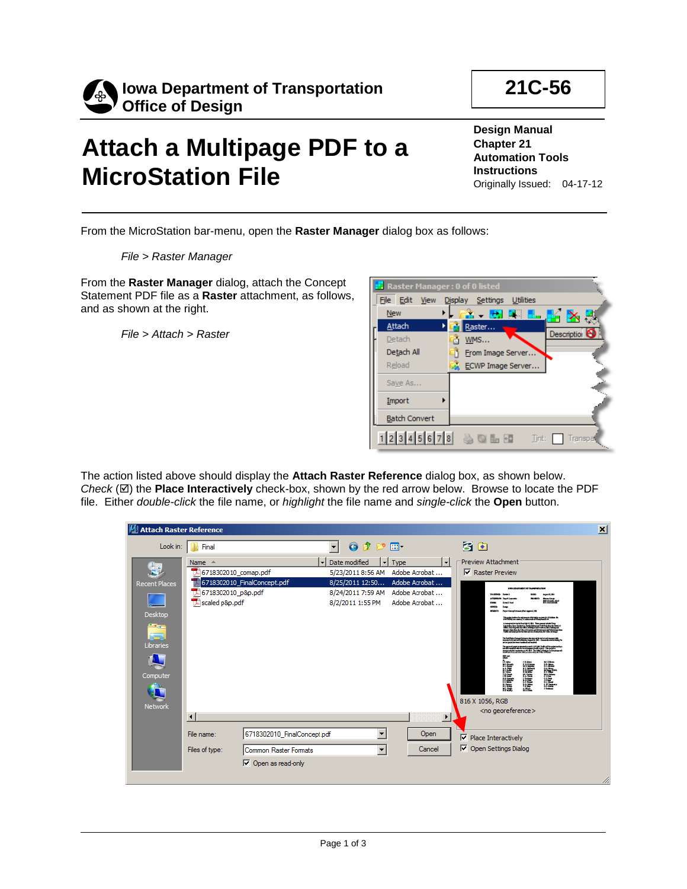**Iowa Department of Transportation**
**Office of Design**

**21C-56**

# Attach a Multipage PDF to a MicroStation File

**Design Manual**
**Chapter 21**
**Automation Tools**
**Instructions**
Originally Issued: 04-17-12

From the MicroStation bar-menu, open the **Raster Manager** dialog box as follows:

*File > Raster Manager*

From the **Raster Manager** dialog, attach the Concept Statement PDF file as a **Raster** attachment, as follows, and as shown at the right.

*File > Attach > Raster*

The action listed above should display the **Attach Raster Reference** dialog box, as shown below. *Check* (☑) the **Place Interactively** check-box, shown by the red arrow below. Browse to locate the PDF file. Either *double-click* the file name, or *highlight* the file name and *single-click* the **Open** button.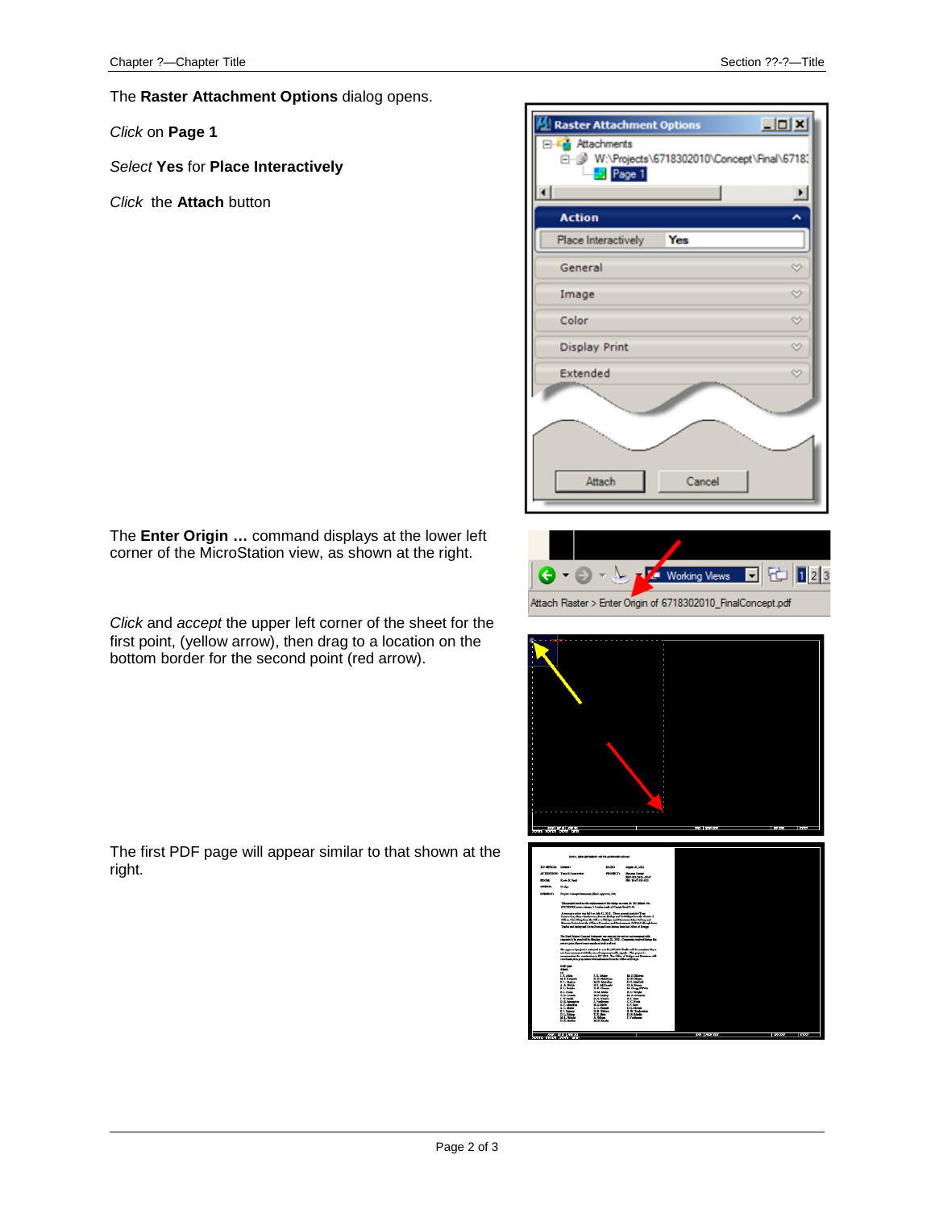The **Raster Attachment Options** dialog opens.

*Click* on **Page 1**

*Select* **Yes** for **Place Interactively**

*Click* the **Attach** button

The **Enter Origin …** command displays at the lower left corner of the MicroStation view, as shown at the right.

*Click* and *accept* the upper left corner of the sheet for the first point, (yellow arrow), then drag to a location on the bottom border for the second point (red arrow).

The first PDF page will appear similar to that shown at the right.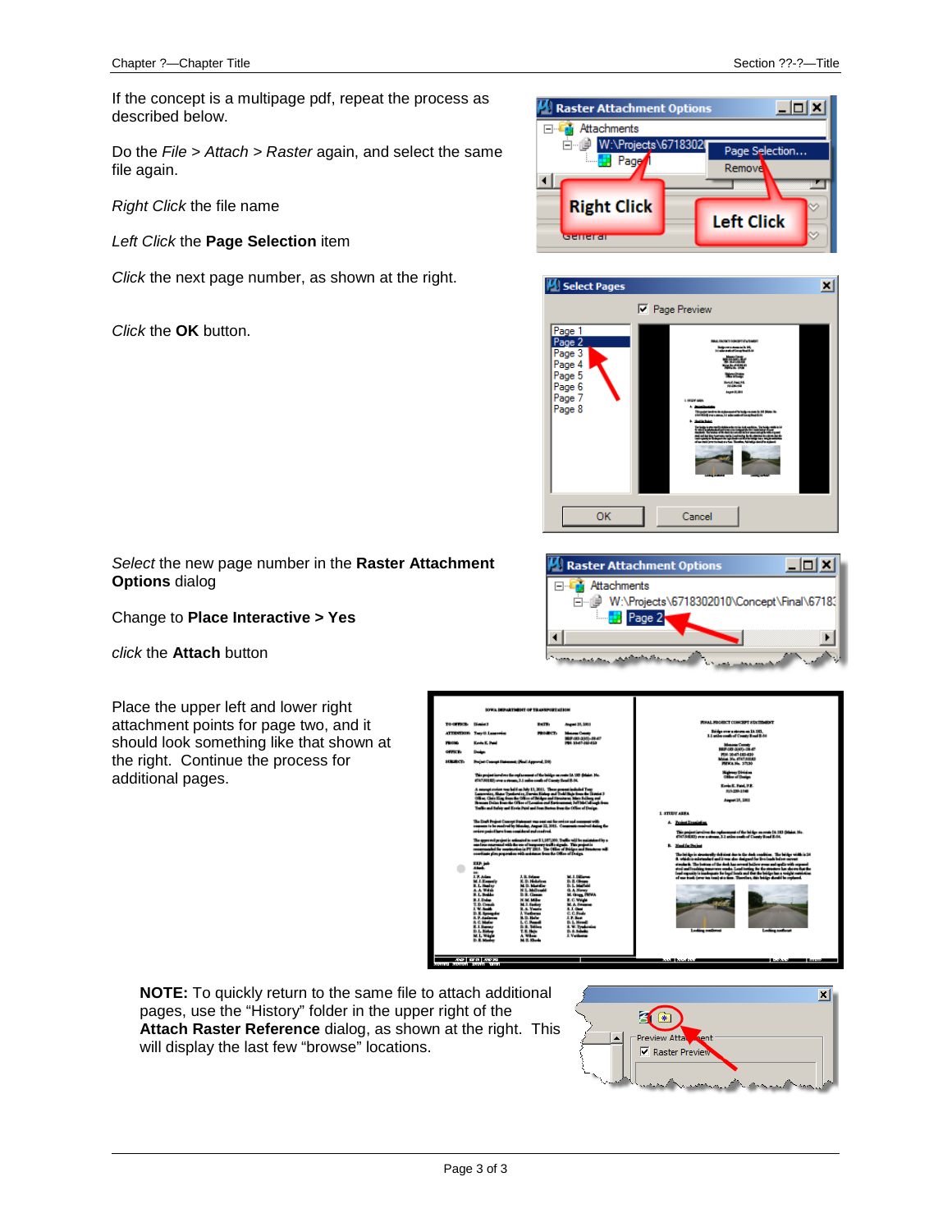If the concept is a multipage pdf, repeat the process as described below.

Do the *File > Attach > Raster* again, and select the same file again.

*Right Click* the file name

*Left Click* the **Page Selection** item

*Click* the next page number, as shown at the right.

*Click* the **OK** button.

*Select* the new page number in the **Raster Attachment Options** dialog

Change to **Place Interactive > Yes**

*click* the **Attach** button

Place the upper left and lower right attachment points for page two, and it should look something like that shown at the right. Continue the process for additional pages.

**NOTE:** To quickly return to the same file to attach additional pages, use the "History" folder in the upper right of the **Attach Raster Reference** dialog, as shown at the right. This will display the last few "browse" locations.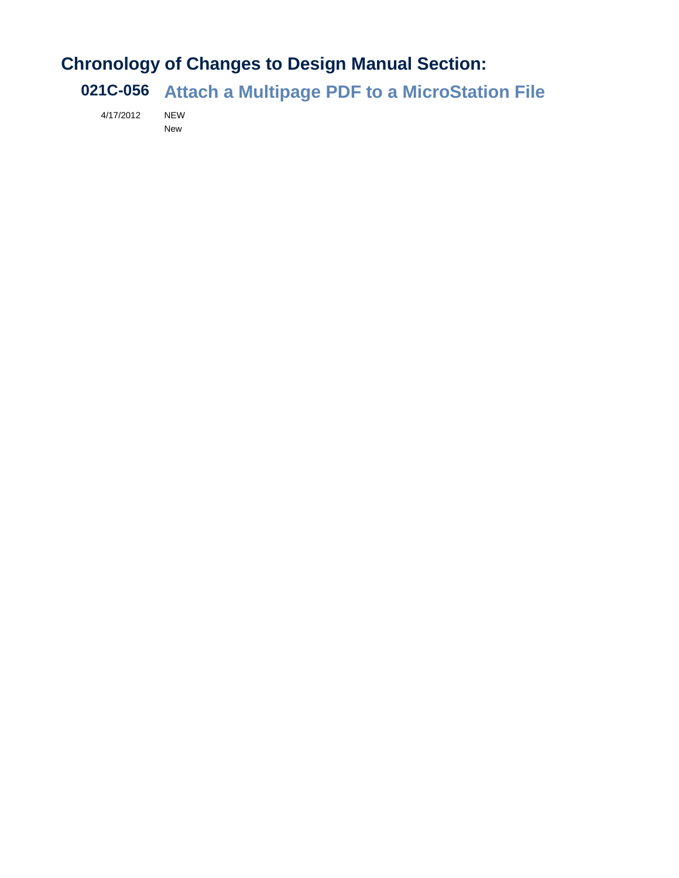# Chronology of Changes to Design Manual Section:

## 021C-056 Attach a Multipage PDF to a MicroStation File

| | |
|---|---|
| 4/17/2012 | NEW |
| | New |